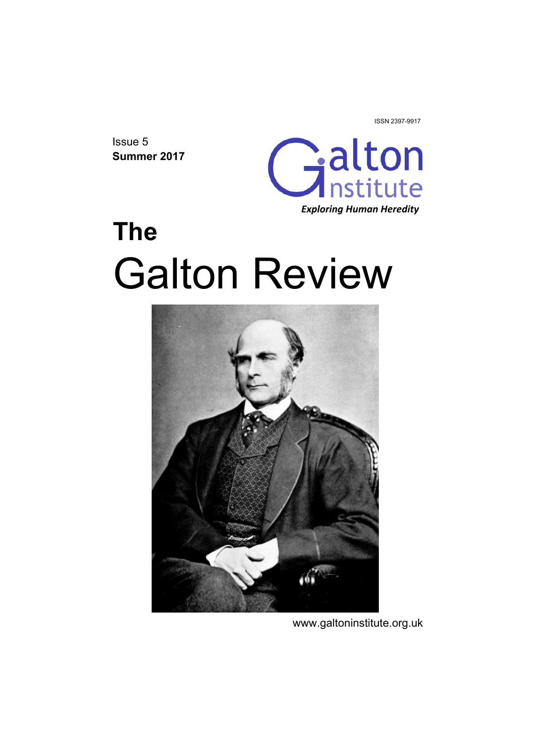ISSN 2397-9917

Issue 5
**Summer 2017**

Galton Institute
*Exploring Human Heredity*

# The Galton Review

www.galtoninstitute.org.uk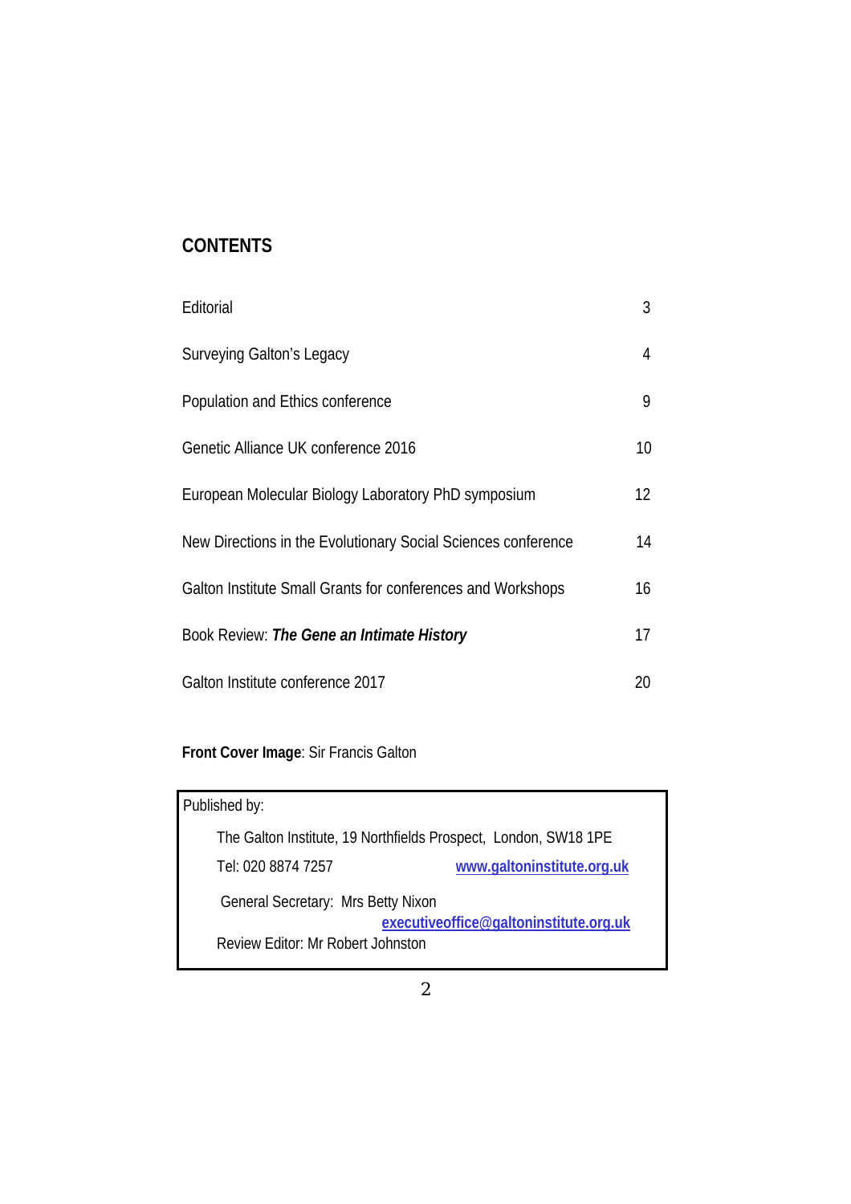## CONTENTS

| | |
|---|---|
| Editorial | 3 |
| Surveying Galton's Legacy | 4 |
| Population and Ethics conference | 9 |
| Genetic Alliance UK conference 2016 | 10 |
| European Molecular Biology Laboratory PhD symposium | 12 |
| New Directions in the Evolutionary Social Sciences conference | 14 |
| Galton Institute Small Grants for conferences and Workshops | 16 |
| Book Review: ***The Gene an Intimate History*** | 17 |
| Galton Institute conference 2017 | 20 |

**Front Cover Image**: Sir Francis Galton

Published by:

The Galton Institute, 19 Northfields Prospect, London, SW18 1PE

Tel: 020 8874 7257 www.galtoninstitute.org.uk

General Secretary: Mrs Betty Nixon
executiveoffice@galtoninstitute.org.uk

Review Editor: Mr Robert Johnston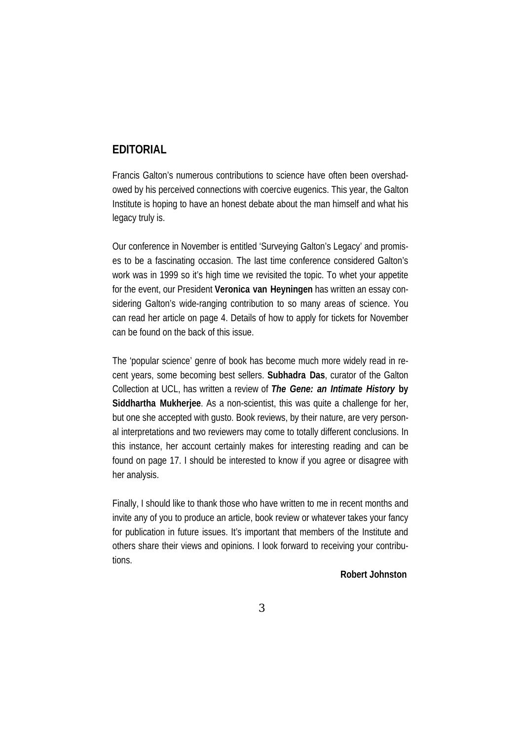## EDITORIAL

Francis Galton's numerous contributions to science have often been overshadowed by his perceived connections with coercive eugenics. This year, the Galton Institute is hoping to have an honest debate about the man himself and what his legacy truly is.

Our conference in November is entitled 'Surveying Galton's Legacy' and promises to be a fascinating occasion. The last time conference considered Galton's work was in 1999 so it's high time we revisited the topic. To whet your appetite for the event, our President **Veronica van Heyningen** has written an essay considering Galton's wide-ranging contribution to so many areas of science. You can read her article on page 4. Details of how to apply for tickets for November can be found on the back of this issue.

The 'popular science' genre of book has become much more widely read in recent years, some becoming best sellers. **Subhadra Das**, curator of the Galton Collection at UCL, has written a review of ***The Gene: an Intimate History*** **by Siddhartha Mukherjee**. As a non-scientist, this was quite a challenge for her, but one she accepted with gusto. Book reviews, by their nature, are very personal interpretations and two reviewers may come to totally different conclusions. In this instance, her account certainly makes for interesting reading and can be found on page 17. I should be interested to know if you agree or disagree with her analysis.

Finally, I should like to thank those who have written to me in recent months and invite any of you to produce an article, book review or whatever takes your fancy for publication in future issues. It's important that members of the Institute and others share their views and opinions. I look forward to receiving your contributions.

**Robert Johnston**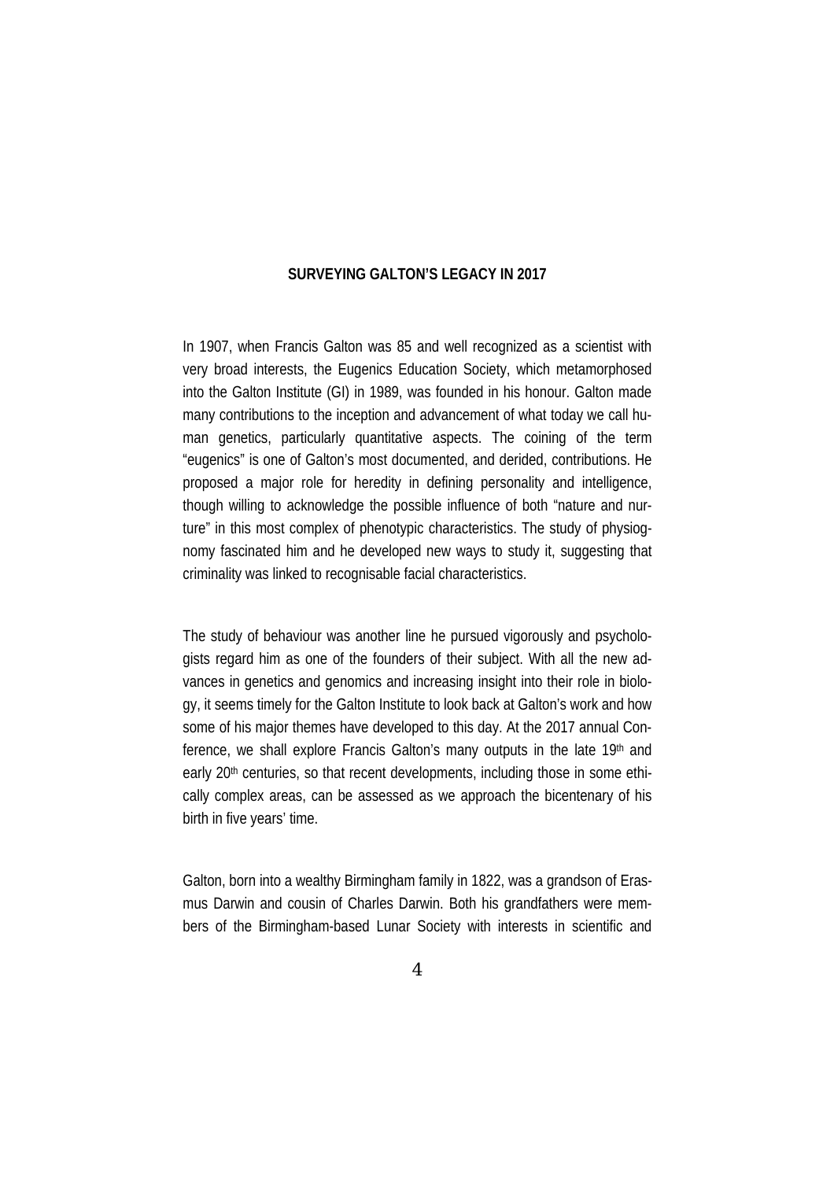## SURVEYING GALTON'S LEGACY IN 2017

In 1907, when Francis Galton was 85 and well recognized as a scientist with very broad interests, the Eugenics Education Society, which metamorphosed into the Galton Institute (GI) in 1989, was founded in his honour. Galton made many contributions to the inception and advancement of what today we call human genetics, particularly quantitative aspects. The coining of the term "eugenics" is one of Galton's most documented, and derided, contributions. He proposed a major role for heredity in defining personality and intelligence, though willing to acknowledge the possible influence of both "nature and nurture" in this most complex of phenotypic characteristics. The study of physiognomy fascinated him and he developed new ways to study it, suggesting that criminality was linked to recognisable facial characteristics.

The study of behaviour was another line he pursued vigorously and psychologists regard him as one of the founders of their subject. With all the new advances in genetics and genomics and increasing insight into their role in biology, it seems timely for the Galton Institute to look back at Galton's work and how some of his major themes have developed to this day. At the 2017 annual Conference, we shall explore Francis Galton's many outputs in the late 19th and early 20th centuries, so that recent developments, including those in some ethically complex areas, can be assessed as we approach the bicentenary of his birth in five years' time.

Galton, born into a wealthy Birmingham family in 1822, was a grandson of Erasmus Darwin and cousin of Charles Darwin. Both his grandfathers were members of the Birmingham-based Lunar Society with interests in scientific and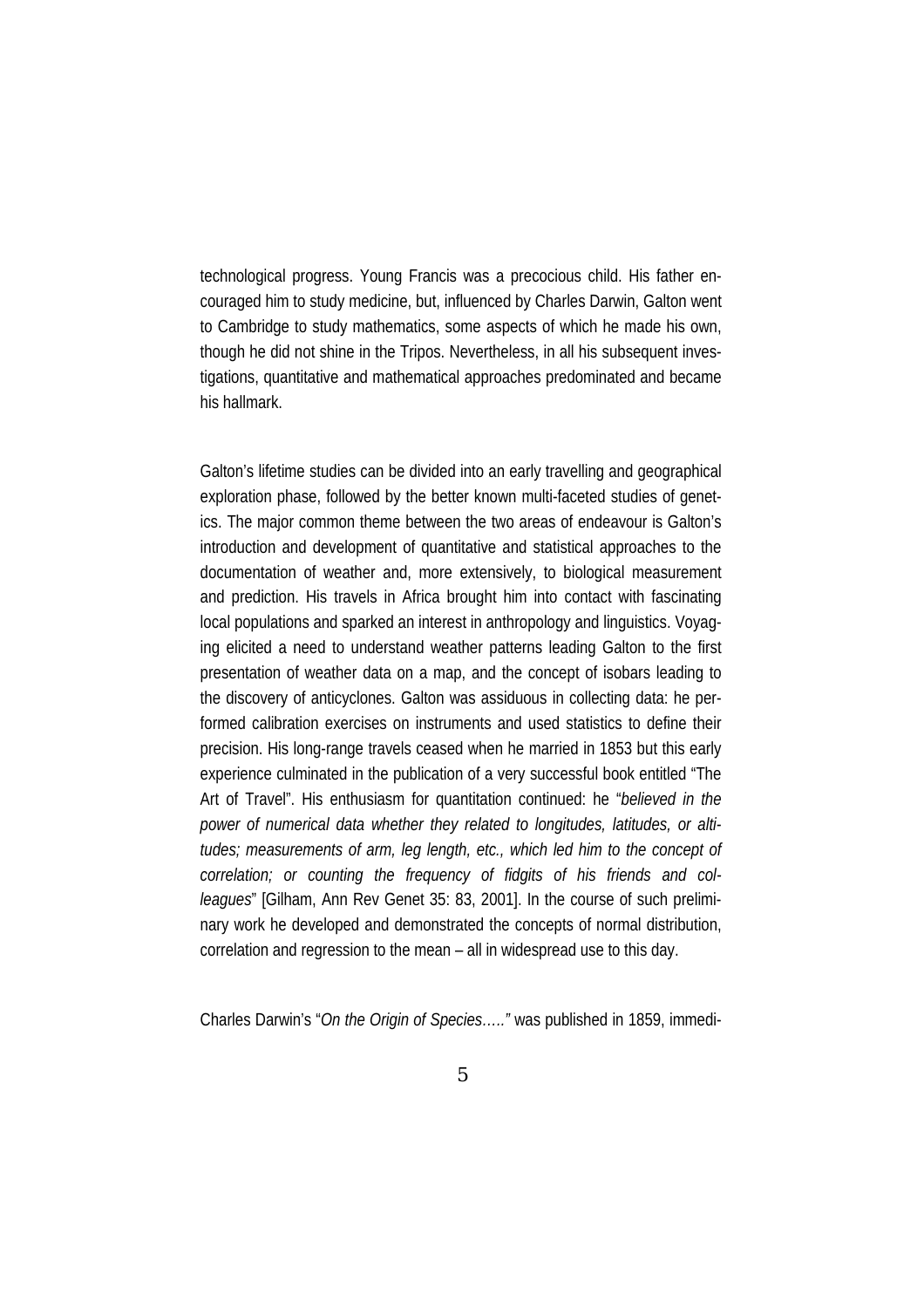technological progress. Young Francis was a precocious child. His father encouraged him to study medicine, but, influenced by Charles Darwin, Galton went to Cambridge to study mathematics, some aspects of which he made his own, though he did not shine in the Tripos. Nevertheless, in all his subsequent investigations, quantitative and mathematical approaches predominated and became his hallmark.

Galton's lifetime studies can be divided into an early travelling and geographical exploration phase, followed by the better known multi-faceted studies of genetics. The major common theme between the two areas of endeavour is Galton's introduction and development of quantitative and statistical approaches to the documentation of weather and, more extensively, to biological measurement and prediction. His travels in Africa brought him into contact with fascinating local populations and sparked an interest in anthropology and linguistics. Voyaging elicited a need to understand weather patterns leading Galton to the first presentation of weather data on a map, and the concept of isobars leading to the discovery of anticyclones. Galton was assiduous in collecting data: he performed calibration exercises on instruments and used statistics to define their precision. His long-range travels ceased when he married in 1853 but this early experience culminated in the publication of a very successful book entitled "The Art of Travel". His enthusiasm for quantitation continued: he "*believed in the power of numerical data whether they related to longitudes, latitudes, or altitudes; measurements of arm, leg length, etc., which led him to the concept of correlation; or counting the frequency of fidgits of his friends and colleagues*" [Gilham, Ann Rev Genet 35: 83, 2001]. In the course of such preliminary work he developed and demonstrated the concepts of normal distribution, correlation and regression to the mean – all in widespread use to this day.

Charles Darwin's "*On the Origin of Species….."* was published in 1859, immedi-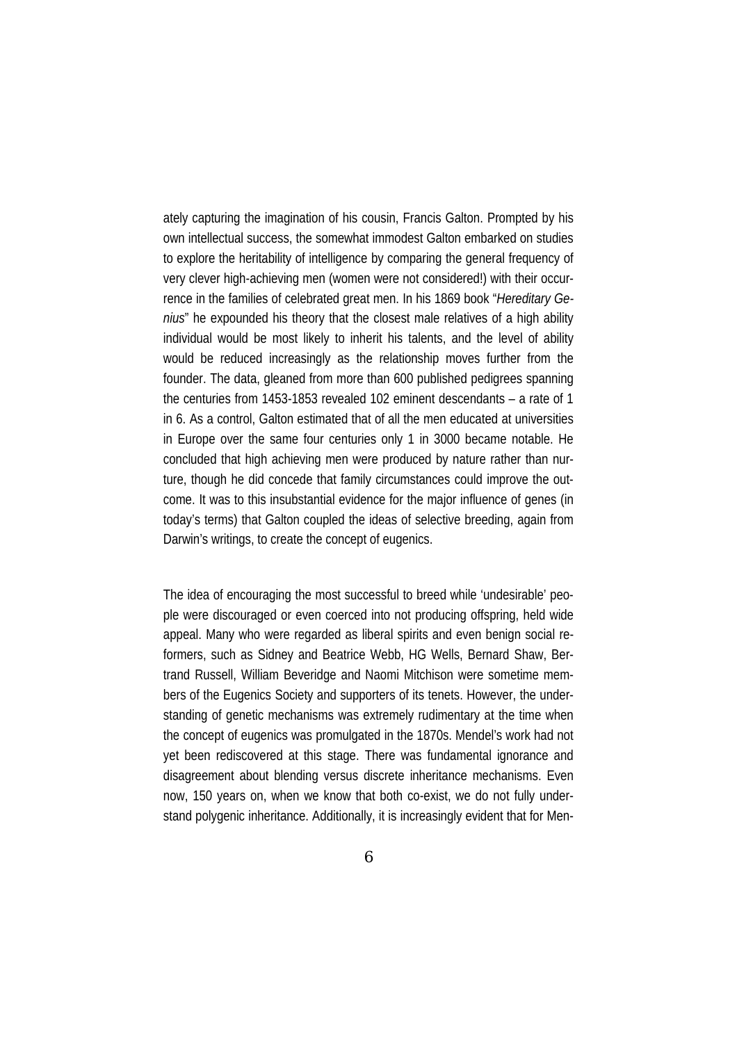ately capturing the imagination of his cousin, Francis Galton. Prompted by his own intellectual success, the somewhat immodest Galton embarked on studies to explore the heritability of intelligence by comparing the general frequency of very clever high-achieving men (women were not considered!) with their occurrence in the families of celebrated great men. In his 1869 book "*Hereditary Genius*" he expounded his theory that the closest male relatives of a high ability individual would be most likely to inherit his talents, and the level of ability would be reduced increasingly as the relationship moves further from the founder. The data, gleaned from more than 600 published pedigrees spanning the centuries from 1453-1853 revealed 102 eminent descendants – a rate of 1 in 6. As a control, Galton estimated that of all the men educated at universities in Europe over the same four centuries only 1 in 3000 became notable. He concluded that high achieving men were produced by nature rather than nurture, though he did concede that family circumstances could improve the outcome. It was to this insubstantial evidence for the major influence of genes (in today's terms) that Galton coupled the ideas of selective breeding, again from Darwin's writings, to create the concept of eugenics.

The idea of encouraging the most successful to breed while 'undesirable' people were discouraged or even coerced into not producing offspring, held wide appeal. Many who were regarded as liberal spirits and even benign social reformers, such as Sidney and Beatrice Webb, HG Wells, Bernard Shaw, Bertrand Russell, William Beveridge and Naomi Mitchison were sometime members of the Eugenics Society and supporters of its tenets. However, the understanding of genetic mechanisms was extremely rudimentary at the time when the concept of eugenics was promulgated in the 1870s. Mendel's work had not yet been rediscovered at this stage. There was fundamental ignorance and disagreement about blending versus discrete inheritance mechanisms. Even now, 150 years on, when we know that both co-exist, we do not fully understand polygenic inheritance. Additionally, it is increasingly evident that for Men-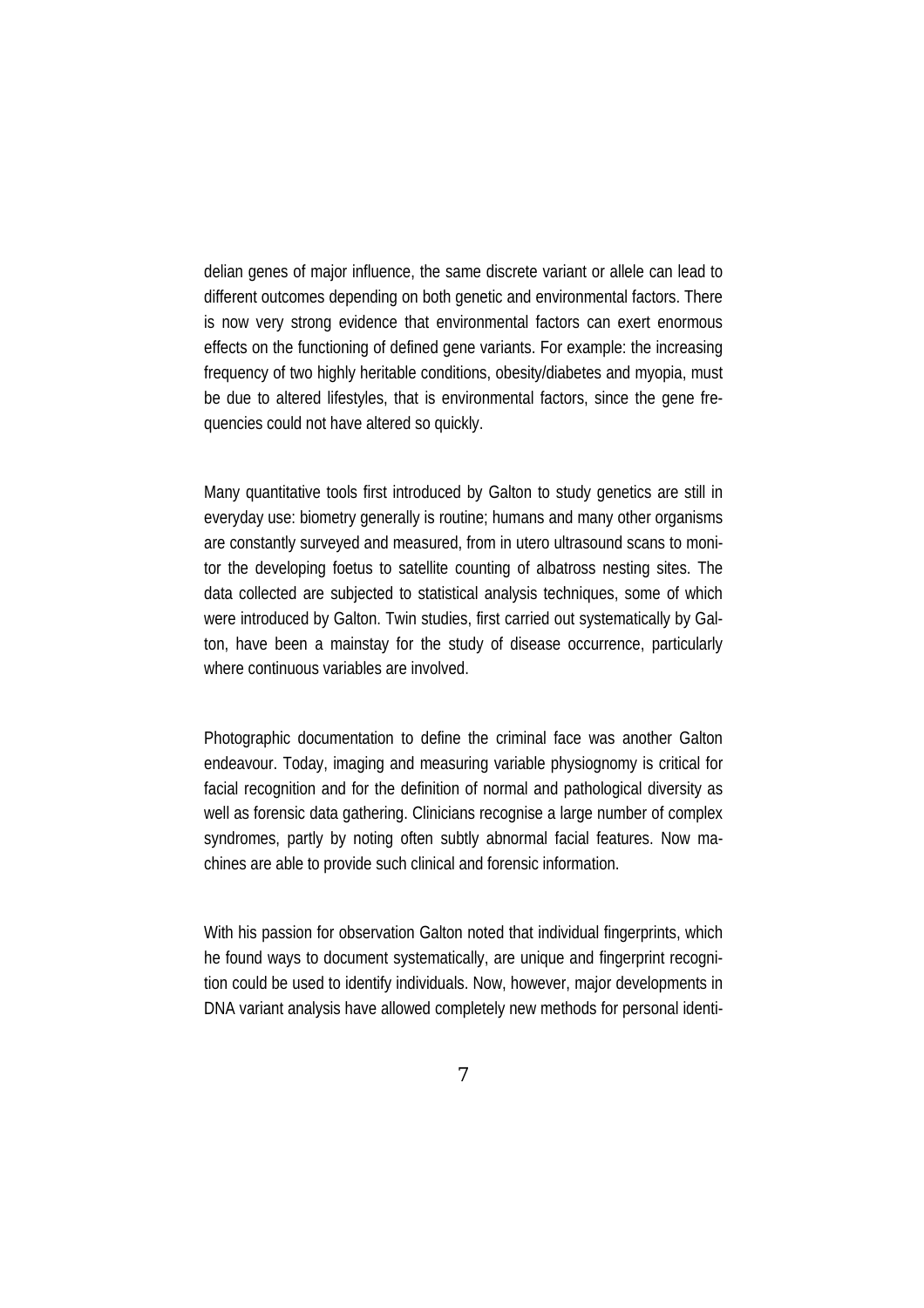delian genes of major influence, the same discrete variant or allele can lead to different outcomes depending on both genetic and environmental factors. There is now very strong evidence that environmental factors can exert enormous effects on the functioning of defined gene variants. For example: the increasing frequency of two highly heritable conditions, obesity/diabetes and myopia, must be due to altered lifestyles, that is environmental factors, since the gene frequencies could not have altered so quickly.

Many quantitative tools first introduced by Galton to study genetics are still in everyday use: biometry generally is routine; humans and many other organisms are constantly surveyed and measured, from in utero ultrasound scans to monitor the developing foetus to satellite counting of albatross nesting sites. The data collected are subjected to statistical analysis techniques, some of which were introduced by Galton. Twin studies, first carried out systematically by Galton, have been a mainstay for the study of disease occurrence, particularly where continuous variables are involved.

Photographic documentation to define the criminal face was another Galton endeavour. Today, imaging and measuring variable physiognomy is critical for facial recognition and for the definition of normal and pathological diversity as well as forensic data gathering. Clinicians recognise a large number of complex syndromes, partly by noting often subtly abnormal facial features. Now machines are able to provide such clinical and forensic information.

With his passion for observation Galton noted that individual fingerprints, which he found ways to document systematically, are unique and fingerprint recognition could be used to identify individuals. Now, however, major developments in DNA variant analysis have allowed completely new methods for personal identi-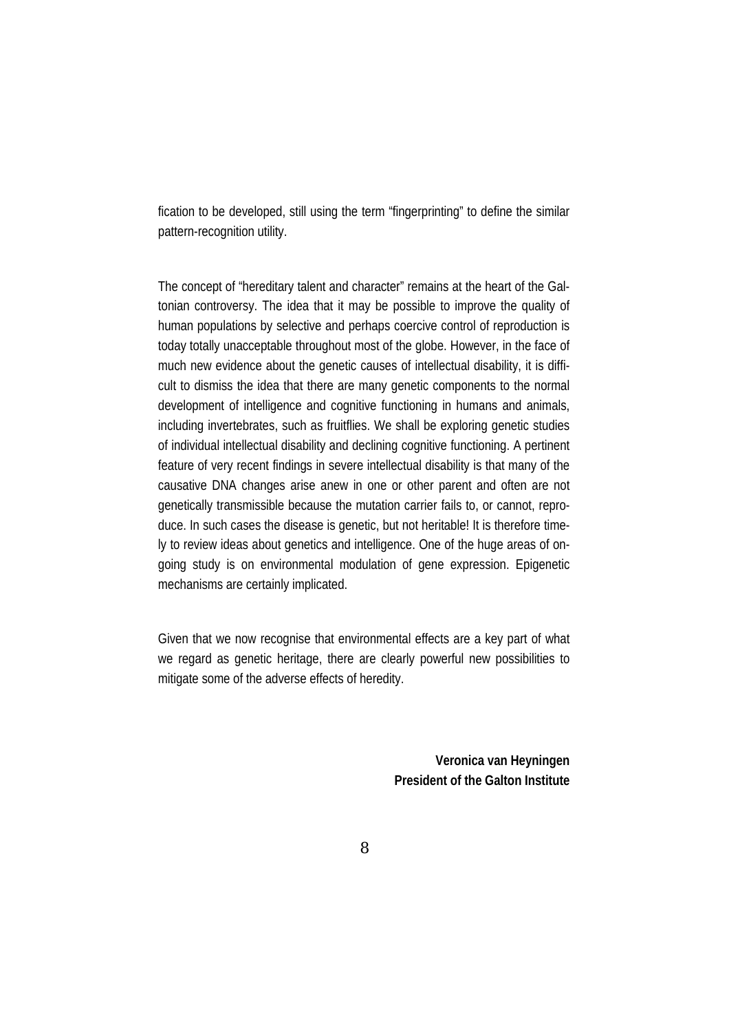fication to be developed, still using the term "fingerprinting" to define the similar pattern-recognition utility.

The concept of "hereditary talent and character" remains at the heart of the Galtonian controversy. The idea that it may be possible to improve the quality of human populations by selective and perhaps coercive control of reproduction is today totally unacceptable throughout most of the globe. However, in the face of much new evidence about the genetic causes of intellectual disability, it is difficult to dismiss the idea that there are many genetic components to the normal development of intelligence and cognitive functioning in humans and animals, including invertebrates, such as fruitflies. We shall be exploring genetic studies of individual intellectual disability and declining cognitive functioning. A pertinent feature of very recent findings in severe intellectual disability is that many of the causative DNA changes arise anew in one or other parent and often are not genetically transmissible because the mutation carrier fails to, or cannot, reproduce. In such cases the disease is genetic, but not heritable! It is therefore timely to review ideas about genetics and intelligence. One of the huge areas of ongoing study is on environmental modulation of gene expression. Epigenetic mechanisms are certainly implicated.

Given that we now recognise that environmental effects are a key part of what we regard as genetic heritage, there are clearly powerful new possibilities to mitigate some of the adverse effects of heredity.

**Veronica van Heyningen**
**President of the Galton Institute**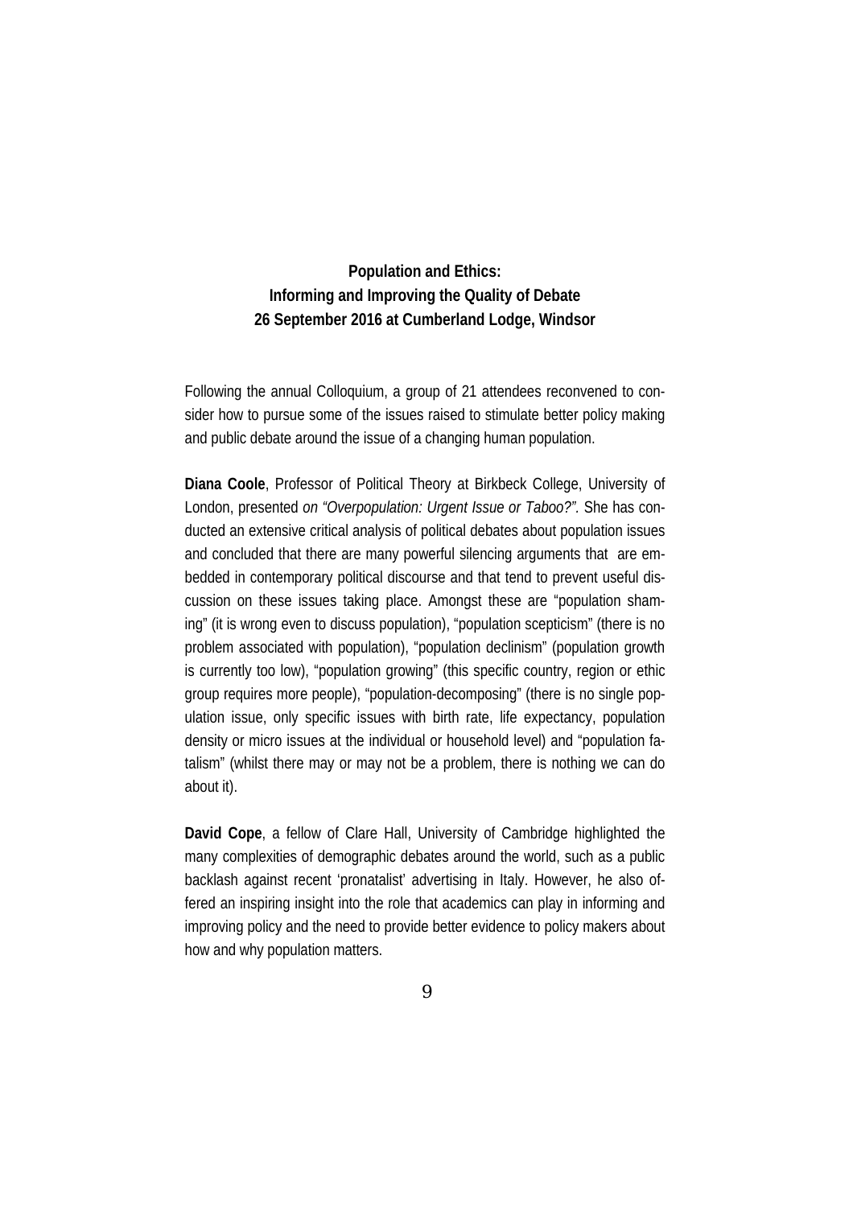**Population and Ethics:**
**Informing and Improving the Quality of Debate**
**26 September 2016 at Cumberland Lodge, Windsor**

Following the annual Colloquium, a group of 21 attendees reconvened to consider how to pursue some of the issues raised to stimulate better policy making and public debate around the issue of a changing human population.

**Diana Coole**, Professor of Political Theory at Birkbeck College, University of London, presented *on "Overpopulation: Urgent Issue or Taboo?"*. She has conducted an extensive critical analysis of political debates about population issues and concluded that there are many powerful silencing arguments that are embedded in contemporary political discourse and that tend to prevent useful discussion on these issues taking place. Amongst these are "population shaming" (it is wrong even to discuss population), "population scepticism" (there is no problem associated with population), "population declinism" (population growth is currently too low), "population growing" (this specific country, region or ethic group requires more people), "population-decomposing" (there is no single population issue, only specific issues with birth rate, life expectancy, population density or micro issues at the individual or household level) and "population fatalism" (whilst there may or may not be a problem, there is nothing we can do about it).

**David Cope**, a fellow of Clare Hall, University of Cambridge highlighted the many complexities of demographic debates around the world, such as a public backlash against recent 'pronatalist' advertising in Italy. However, he also offered an inspiring insight into the role that academics can play in informing and improving policy and the need to provide better evidence to policy makers about how and why population matters.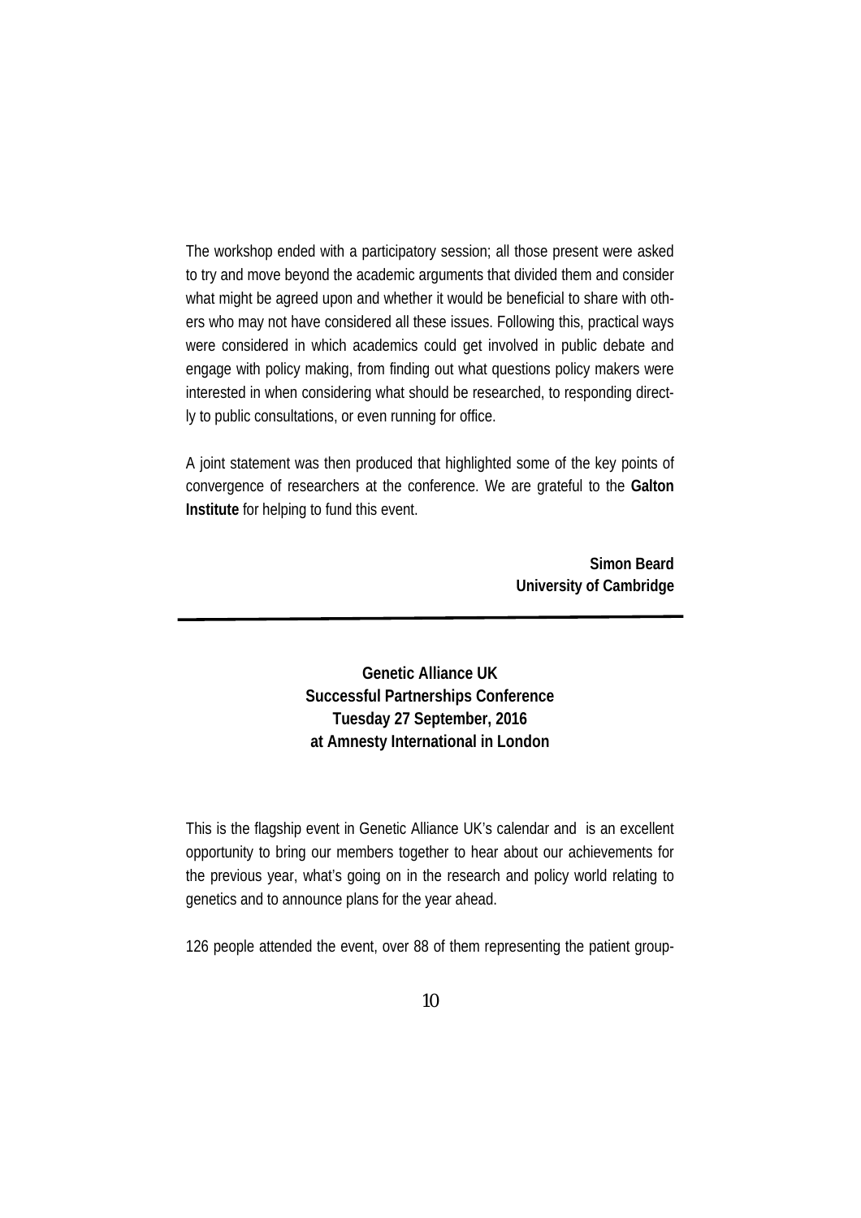The workshop ended with a participatory session; all those present were asked to try and move beyond the academic arguments that divided them and consider what might be agreed upon and whether it would be beneficial to share with others who may not have considered all these issues. Following this, practical ways were considered in which academics could get involved in public debate and engage with policy making, from finding out what questions policy makers were interested in when considering what should be researched, to responding directly to public consultations, or even running for office.

A joint statement was then produced that highlighted some of the key points of convergence of researchers at the conference. We are grateful to the **Galton Institute** for helping to fund this event.

**Simon Beard**
**University of Cambridge**

---

## Genetic Alliance UK
## Successful Partnerships Conference
## Tuesday 27 September, 2016
## at Amnesty International in London

This is the flagship event in Genetic Alliance UK's calendar and is an excellent opportunity to bring our members together to hear about our achievements for the previous year, what's going on in the research and policy world relating to genetics and to announce plans for the year ahead.

126 people attended the event, over 88 of them representing the patient group-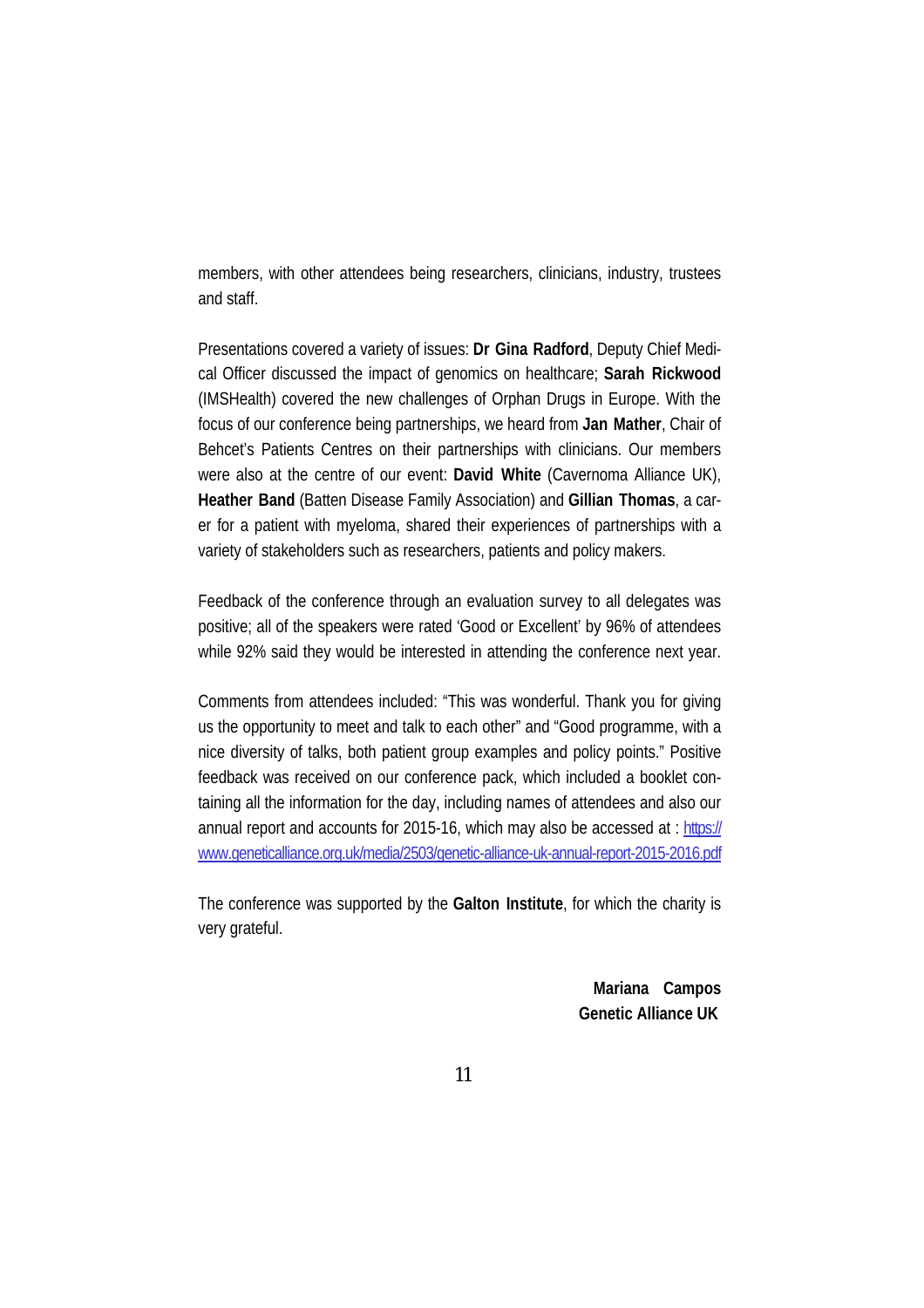members, with other attendees being researchers, clinicians, industry, trustees and staff.

Presentations covered a variety of issues: **Dr Gina Radford**, Deputy Chief Medical Officer discussed the impact of genomics on healthcare; **Sarah Rickwood** (IMSHealth) covered the new challenges of Orphan Drugs in Europe. With the focus of our conference being partnerships, we heard from **Jan Mather**, Chair of Behcet's Patients Centres on their partnerships with clinicians. Our members were also at the centre of our event: **David White** (Cavernoma Alliance UK), **Heather Band** (Batten Disease Family Association) and **Gillian Thomas**, a carer for a patient with myeloma, shared their experiences of partnerships with a variety of stakeholders such as researchers, patients and policy makers.

Feedback of the conference through an evaluation survey to all delegates was positive; all of the speakers were rated 'Good or Excellent' by 96% of attendees while 92% said they would be interested in attending the conference next year.

Comments from attendees included: "This was wonderful. Thank you for giving us the opportunity to meet and talk to each other" and "Good programme, with a nice diversity of talks, both patient group examples and policy points." Positive feedback was received on our conference pack, which included a booklet containing all the information for the day, including names of attendees and also our annual report and accounts for 2015-16, which may also be accessed at : https://www.geneticalliance.org.uk/media/2503/genetic-alliance-uk-annual-report-2015-2016.pdf

The conference was supported by the **Galton Institute**, for which the charity is very grateful.

**Mariana Campos**
**Genetic Alliance UK**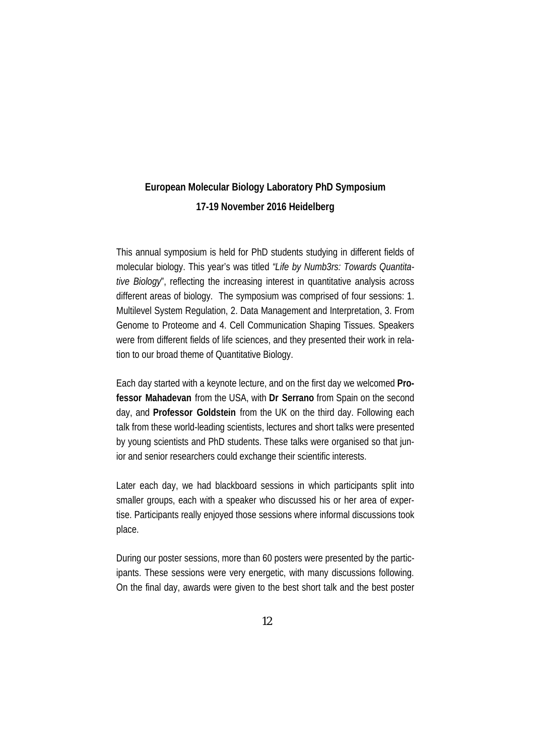**European Molecular Biology Laboratory PhD Symposium**

**17-19 November 2016 Heidelberg**

This annual symposium is held for PhD students studying in different fields of molecular biology. This year's was titled *"Life by Numb3rs: Towards Quantitative Biology*", reflecting the increasing interest in quantitative analysis across different areas of biology. The symposium was comprised of four sessions: 1. Multilevel System Regulation, 2. Data Management and Interpretation, 3. From Genome to Proteome and 4. Cell Communication Shaping Tissues. Speakers were from different fields of life sciences, and they presented their work in relation to our broad theme of Quantitative Biology.

Each day started with a keynote lecture, and on the first day we welcomed **Professor Mahadevan** from the USA, with **Dr Serrano** from Spain on the second day, and **Professor Goldstein** from the UK on the third day. Following each talk from these world-leading scientists, lectures and short talks were presented by young scientists and PhD students. These talks were organised so that junior and senior researchers could exchange their scientific interests.

Later each day, we had blackboard sessions in which participants split into smaller groups, each with a speaker who discussed his or her area of expertise. Participants really enjoyed those sessions where informal discussions took place.

During our poster sessions, more than 60 posters were presented by the participants. These sessions were very energetic, with many discussions following. On the final day, awards were given to the best short talk and the best poster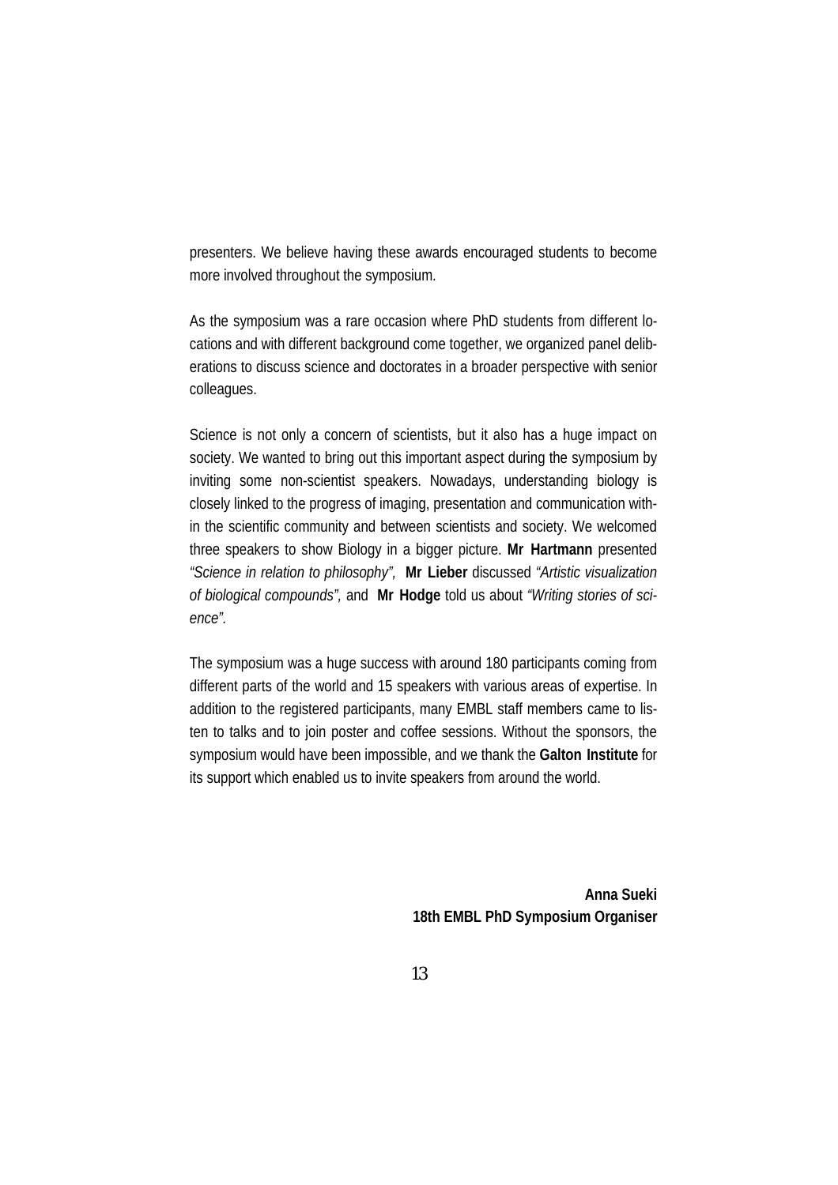presenters. We believe having these awards encouraged students to become more involved throughout the symposium.

As the symposium was a rare occasion where PhD students from different locations and with different background come together, we organized panel deliberations to discuss science and doctorates in a broader perspective with senior colleagues.

Science is not only a concern of scientists, but it also has a huge impact on society. We wanted to bring out this important aspect during the symposium by inviting some non-scientist speakers. Nowadays, understanding biology is closely linked to the progress of imaging, presentation and communication within the scientific community and between scientists and society. We welcomed three speakers to show Biology in a bigger picture. **Mr Hartmann** presented *"Science in relation to philosophy"*, **Mr Lieber** discussed *"Artistic visualization of biological compounds"*, and **Mr Hodge** told us about *"Writing stories of science"*.

The symposium was a huge success with around 180 participants coming from different parts of the world and 15 speakers with various areas of expertise. In addition to the registered participants, many EMBL staff members came to listen to talks and to join poster and coffee sessions. Without the sponsors, the symposium would have been impossible, and we thank the **Galton Institute** for its support which enabled us to invite speakers from around the world.

**Anna Sueki**
**18th EMBL PhD Symposium Organiser**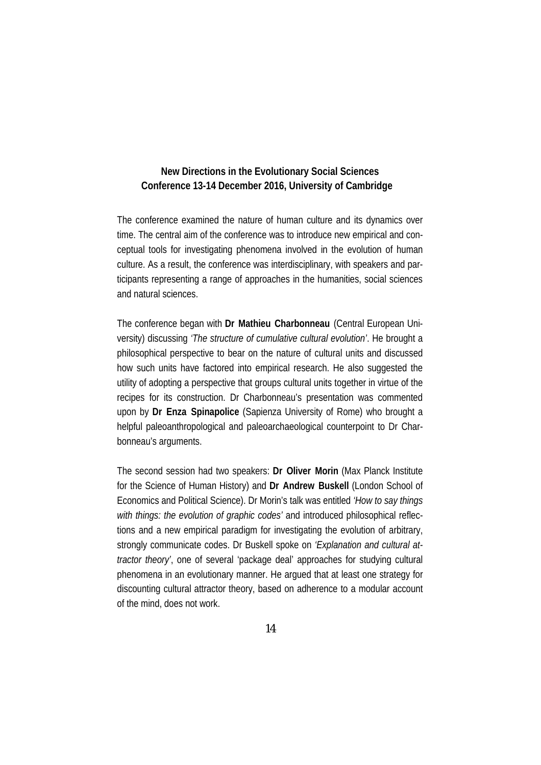## New Directions in the Evolutionary Social Sciences
## Conference 13-14 December 2016, University of Cambridge

The conference examined the nature of human culture and its dynamics over time. The central aim of the conference was to introduce new empirical and conceptual tools for investigating phenomena involved in the evolution of human culture. As a result, the conference was interdisciplinary, with speakers and participants representing a range of approaches in the humanities, social sciences and natural sciences.

The conference began with **Dr Mathieu Charbonneau** (Central European University) discussing *'The structure of cumulative cultural evolution'*. He brought a philosophical perspective to bear on the nature of cultural units and discussed how such units have factored into empirical research. He also suggested the utility of adopting a perspective that groups cultural units together in virtue of the recipes for its construction. Dr Charbonneau's presentation was commented upon by **Dr Enza Spinapolice** (Sapienza University of Rome) who brought a helpful paleoanthropological and paleoarchaeological counterpoint to Dr Charbonneau's arguments.

The second session had two speakers: **Dr Oliver Morin** (Max Planck Institute for the Science of Human History) and **Dr Andrew Buskell** (London School of Economics and Political Science). Dr Morin's talk was entitled *'How to say things with things: the evolution of graphic codes'* and introduced philosophical reflections and a new empirical paradigm for investigating the evolution of arbitrary, strongly communicate codes. Dr Buskell spoke on *'Explanation and cultural attractor theory'*, one of several 'package deal' approaches for studying cultural phenomena in an evolutionary manner. He argued that at least one strategy for discounting cultural attractor theory, based on adherence to a modular account of the mind, does not work.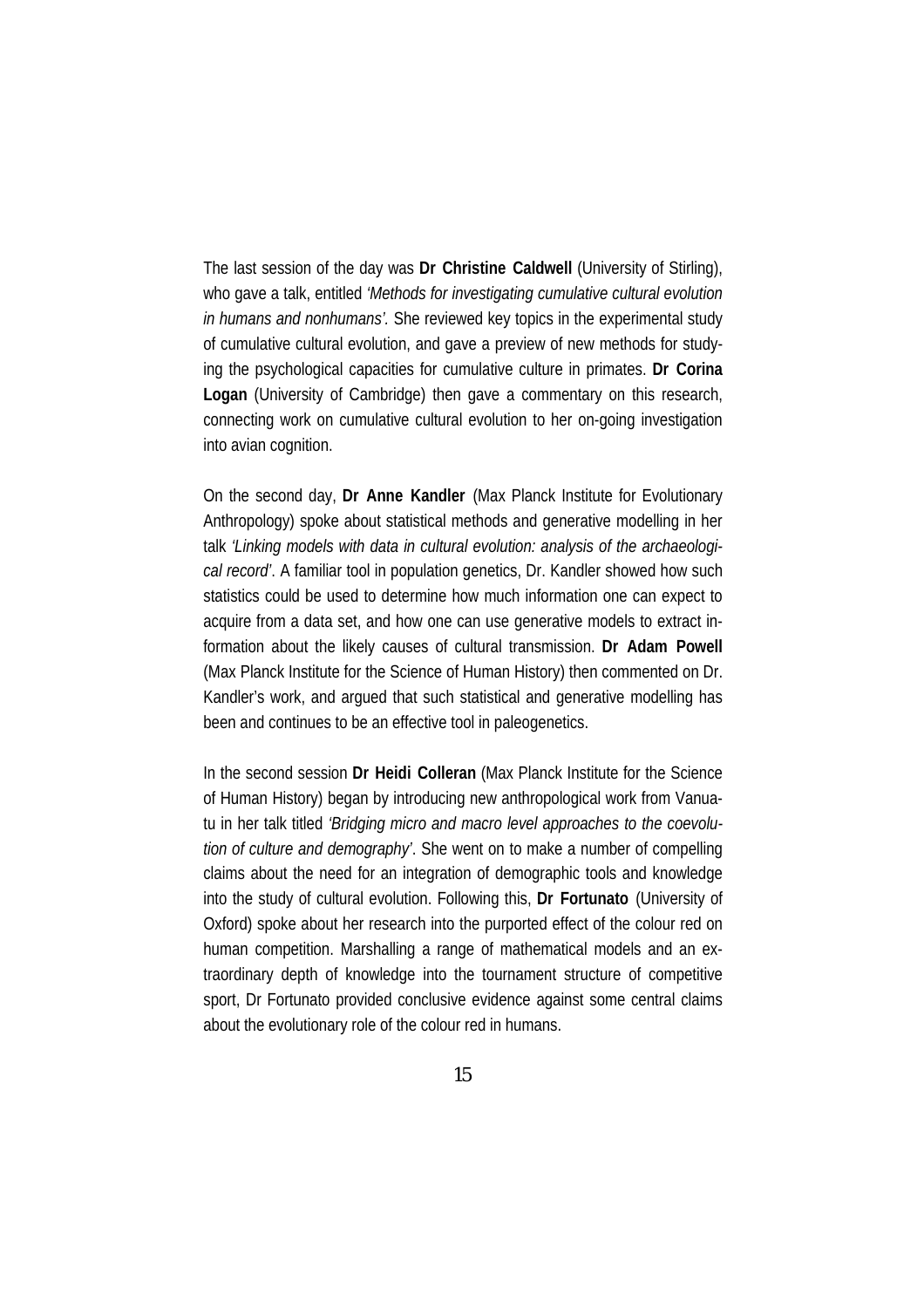The last session of the day was **Dr Christine Caldwell** (University of Stirling), who gave a talk, entitled *'Methods for investigating cumulative cultural evolution in humans and nonhumans'.* She reviewed key topics in the experimental study of cumulative cultural evolution, and gave a preview of new methods for studying the psychological capacities for cumulative culture in primates. **Dr Corina Logan** (University of Cambridge) then gave a commentary on this research, connecting work on cumulative cultural evolution to her on-going investigation into avian cognition.

On the second day, **Dr Anne Kandler** (Max Planck Institute for Evolutionary Anthropology) spoke about statistical methods and generative modelling in her talk *'Linking models with data in cultural evolution: analysis of the archaeological record'*. A familiar tool in population genetics, Dr. Kandler showed how such statistics could be used to determine how much information one can expect to acquire from a data set, and how one can use generative models to extract information about the likely causes of cultural transmission. **Dr Adam Powell** (Max Planck Institute for the Science of Human History) then commented on Dr. Kandler's work, and argued that such statistical and generative modelling has been and continues to be an effective tool in paleogenetics.

In the second session **Dr Heidi Colleran** (Max Planck Institute for the Science of Human History) began by introducing new anthropological work from Vanuatu in her talk titled *'Bridging micro and macro level approaches to the coevolution of culture and demography'*. She went on to make a number of compelling claims about the need for an integration of demographic tools and knowledge into the study of cultural evolution. Following this, **Dr Fortunato** (University of Oxford) spoke about her research into the purported effect of the colour red on human competition. Marshalling a range of mathematical models and an extraordinary depth of knowledge into the tournament structure of competitive sport, Dr Fortunato provided conclusive evidence against some central claims about the evolutionary role of the colour red in humans.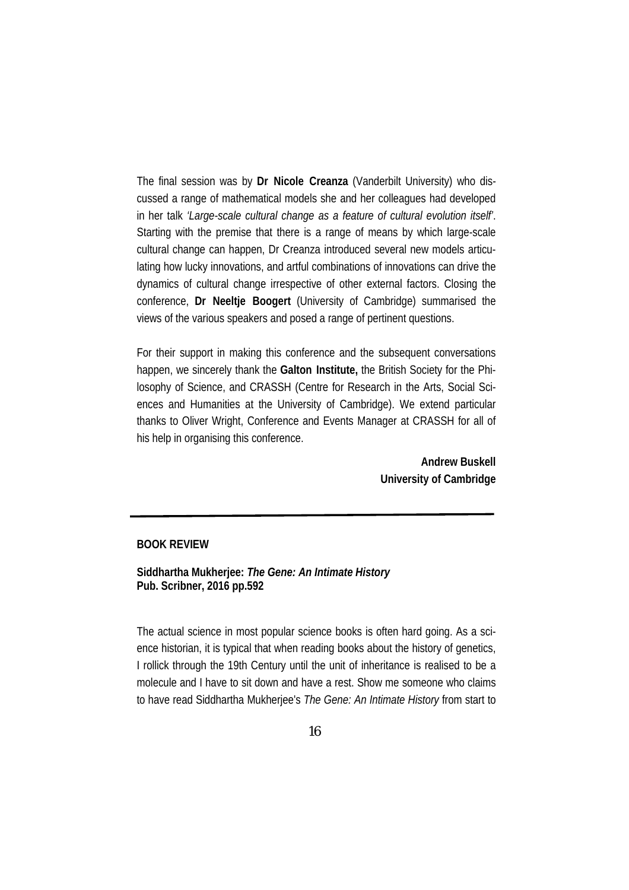The final session was by **Dr Nicole Creanza** (Vanderbilt University) who discussed a range of mathematical models she and her colleagues had developed in her talk *'Large-scale cultural change as a feature of cultural evolution itself'*. Starting with the premise that there is a range of means by which large-scale cultural change can happen, Dr Creanza introduced several new models articulating how lucky innovations, and artful combinations of innovations can drive the dynamics of cultural change irrespective of other external factors. Closing the conference, **Dr Neeltje Boogert** (University of Cambridge) summarised the views of the various speakers and posed a range of pertinent questions.

For their support in making this conference and the subsequent conversations happen, we sincerely thank the **Galton Institute,** the British Society for the Philosophy of Science, and CRASSH (Centre for Research in the Arts, Social Sciences and Humanities at the University of Cambridge). We extend particular thanks to Oliver Wright, Conference and Events Manager at CRASSH for all of his help in organising this conference.

**Andrew Buskell**
**University of Cambridge**

---

## BOOK REVIEW

**Siddhartha Mukherjee: *The Gene: An Intimate History***
**Pub. Scribner, 2016 pp.592**

The actual science in most popular science books is often hard going. As a science historian, it is typical that when reading books about the history of genetics, I rollick through the 19th Century until the unit of inheritance is realised to be a molecule and I have to sit down and have a rest. Show me someone who claims to have read Siddhartha Mukherjee's *The Gene: An Intimate History* from start to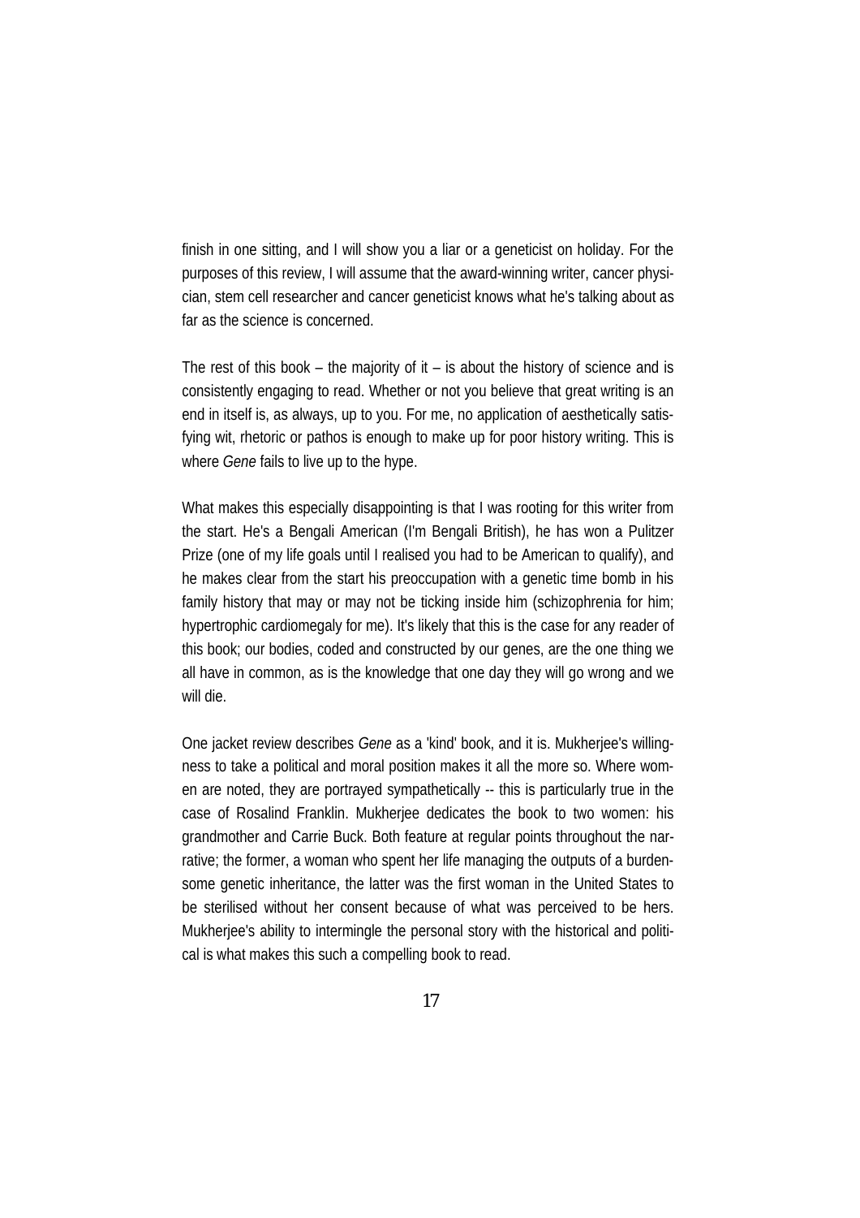finish in one sitting, and I will show you a liar or a geneticist on holiday. For the purposes of this review, I will assume that the award-winning writer, cancer physician, stem cell researcher and cancer geneticist knows what he's talking about as far as the science is concerned.

The rest of this book – the majority of it – is about the history of science and is consistently engaging to read. Whether or not you believe that great writing is an end in itself is, as always, up to you. For me, no application of aesthetically satisfying wit, rhetoric or pathos is enough to make up for poor history writing. This is where *Gene* fails to live up to the hype.

What makes this especially disappointing is that I was rooting for this writer from the start. He's a Bengali American (I'm Bengali British), he has won a Pulitzer Prize (one of my life goals until I realised you had to be American to qualify), and he makes clear from the start his preoccupation with a genetic time bomb in his family history that may or may not be ticking inside him (schizophrenia for him; hypertrophic cardiomegaly for me). It's likely that this is the case for any reader of this book; our bodies, coded and constructed by our genes, are the one thing we all have in common, as is the knowledge that one day they will go wrong and we will die.

One jacket review describes *Gene* as a 'kind' book, and it is. Mukherjee's willingness to take a political and moral position makes it all the more so. Where women are noted, they are portrayed sympathetically -- this is particularly true in the case of Rosalind Franklin. Mukherjee dedicates the book to two women: his grandmother and Carrie Buck. Both feature at regular points throughout the narrative; the former, a woman who spent her life managing the outputs of a burdensome genetic inheritance, the latter was the first woman in the United States to be sterilised without her consent because of what was perceived to be hers. Mukherjee's ability to intermingle the personal story with the historical and political is what makes this such a compelling book to read.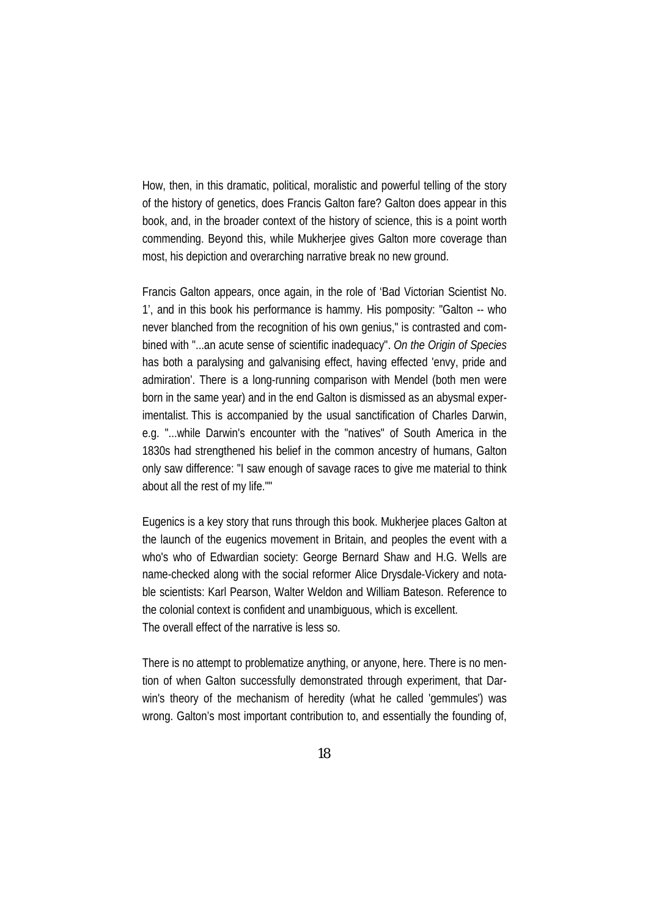How, then, in this dramatic, political, moralistic and powerful telling of the story of the history of genetics, does Francis Galton fare? Galton does appear in this book, and, in the broader context of the history of science, this is a point worth commending. Beyond this, while Mukherjee gives Galton more coverage than most, his depiction and overarching narrative break no new ground.

Francis Galton appears, once again, in the role of 'Bad Victorian Scientist No. 1', and in this book his performance is hammy. His pomposity: "Galton -- who never blanched from the recognition of his own genius," is contrasted and combined with "...an acute sense of scientific inadequacy". *On the Origin of Species* has both a paralysing and galvanising effect, having effected 'envy, pride and admiration'. There is a long-running comparison with Mendel (both men were born in the same year) and in the end Galton is dismissed as an abysmal experimentalist. This is accompanied by the usual sanctification of Charles Darwin, e.g. "...while Darwin's encounter with the "natives" of South America in the 1830s had strengthened his belief in the common ancestry of humans, Galton only saw difference: "I saw enough of savage races to give me material to think about all the rest of my life.""

Eugenics is a key story that runs through this book. Mukherjee places Galton at the launch of the eugenics movement in Britain, and peoples the event with a who's who of Edwardian society: George Bernard Shaw and H.G. Wells are name-checked along with the social reformer Alice Drysdale-Vickery and notable scientists: Karl Pearson, Walter Weldon and William Bateson. Reference to the colonial context is confident and unambiguous, which is excellent.
The overall effect of the narrative is less so.

There is no attempt to problematize anything, or anyone, here. There is no mention of when Galton successfully demonstrated through experiment, that Darwin's theory of the mechanism of heredity (what he called 'gemmules') was wrong. Galton's most important contribution to, and essentially the founding of,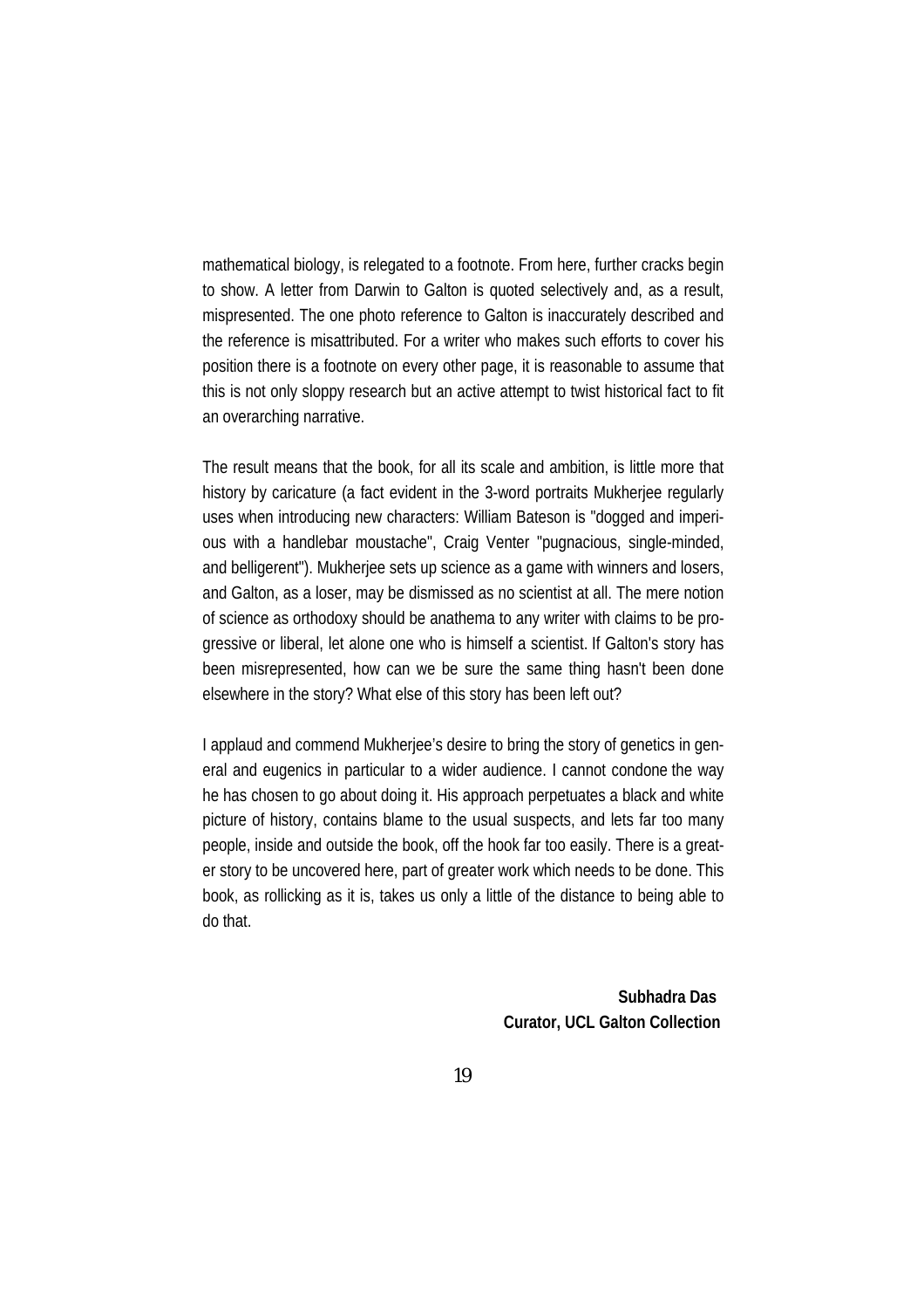mathematical biology, is relegated to a footnote. From here, further cracks begin to show. A letter from Darwin to Galton is quoted selectively and, as a result, mispresented. The one photo reference to Galton is inaccurately described and the reference is misattributed. For a writer who makes such efforts to cover his position there is a footnote on every other page, it is reasonable to assume that this is not only sloppy research but an active attempt to twist historical fact to fit an overarching narrative.

The result means that the book, for all its scale and ambition, is little more that history by caricature (a fact evident in the 3-word portraits Mukherjee regularly uses when introducing new characters: William Bateson is "dogged and imperious with a handlebar moustache", Craig Venter "pugnacious, single-minded, and belligerent"). Mukherjee sets up science as a game with winners and losers, and Galton, as a loser, may be dismissed as no scientist at all. The mere notion of science as orthodoxy should be anathema to any writer with claims to be progressive or liberal, let alone one who is himself a scientist. If Galton's story has been misrepresented, how can we be sure the same thing hasn't been done elsewhere in the story? What else of this story has been left out?

I applaud and commend Mukherjee's desire to bring the story of genetics in general and eugenics in particular to a wider audience. I cannot condone the way he has chosen to go about doing it. His approach perpetuates a black and white picture of history, contains blame to the usual suspects, and lets far too many people, inside and outside the book, off the hook far too easily. There is a greater story to be uncovered here, part of greater work which needs to be done. This book, as rollicking as it is, takes us only a little of the distance to being able to do that.

**Subhadra Das**
**Curator, UCL Galton Collection**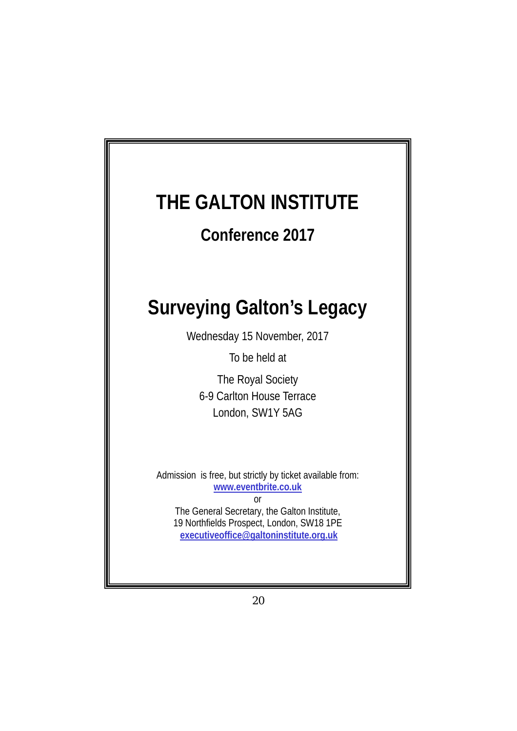# THE GALTON INSTITUTE

## Conference 2017

# Surveying Galton's Legacy

Wednesday 15 November, 2017

To be held at

The Royal Society
6-9 Carlton House Terrace
London, SW1Y 5AG

Admission is free, but strictly by ticket available from:
**www.eventbrite.co.uk**
or
The General Secretary, the Galton Institute,
19 Northfields Prospect, London, SW18 1PE
**executiveoffice@galtoninstitute.org.uk**